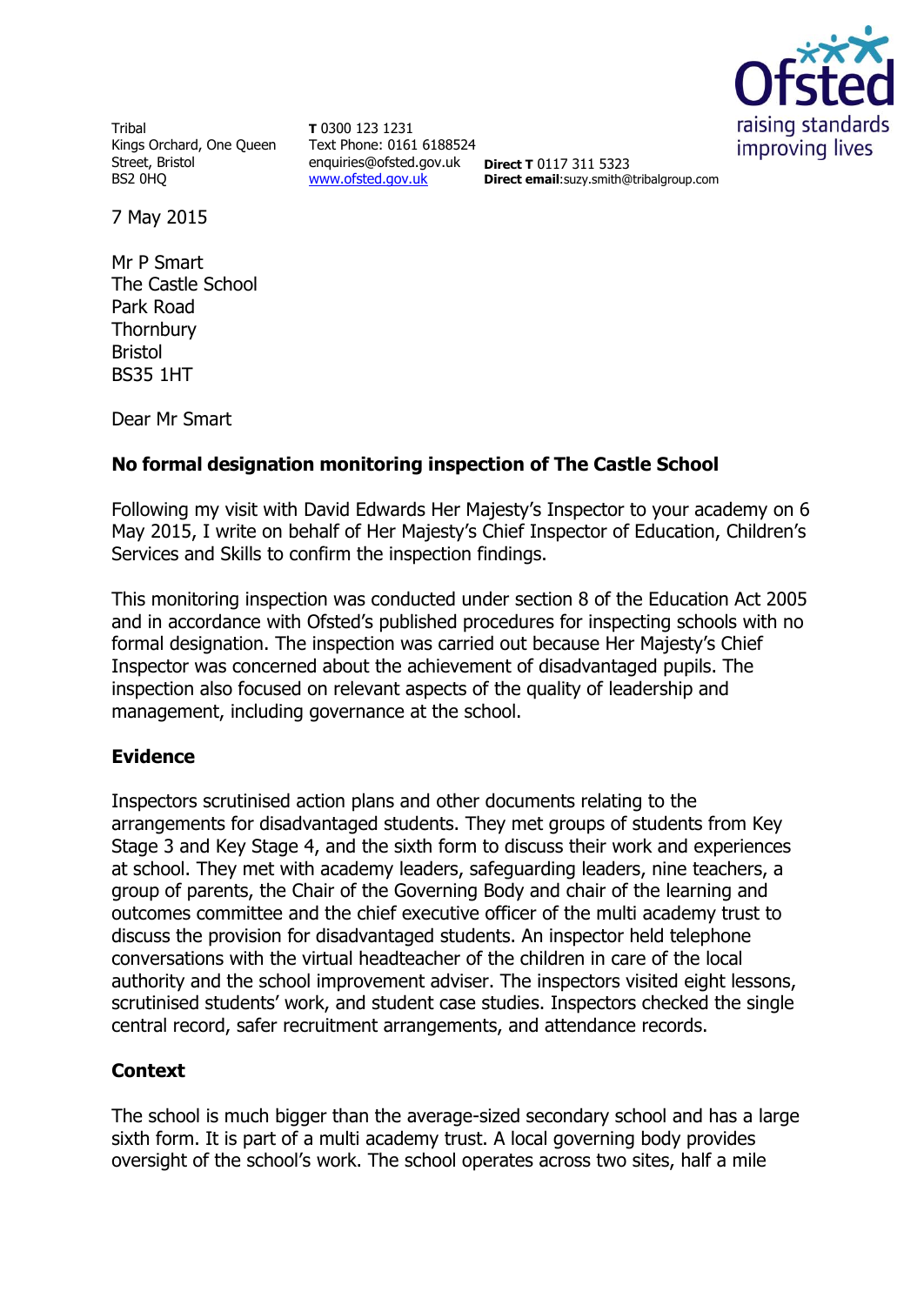Tribal
Kings Orchard, One Queen Street, Bristol
BS2 0HQ

**T** 0300 123 1231
Text Phone: 0161 6188524
enquiries@ofsted.gov.uk
www.ofsted.gov.uk

**Direct T** 0117 311 5323
**Direct email**:suzy.smith@tribalgroup.com

7 May 2015

Mr P Smart
The Castle School
Park Road
Thornbury
Bristol
BS35 1HT

Dear Mr Smart

**No formal designation monitoring inspection of The Castle School**

Following my visit with David Edwards Her Majesty's Inspector to your academy on 6 May 2015, I write on behalf of Her Majesty's Chief Inspector of Education, Children's Services and Skills to confirm the inspection findings.

This monitoring inspection was conducted under section 8 of the Education Act 2005 and in accordance with Ofsted's published procedures for inspecting schools with no formal designation. The inspection was carried out because Her Majesty's Chief Inspector was concerned about the achievement of disadvantaged pupils. The inspection also focused on relevant aspects of the quality of leadership and management, including governance at the school.

## Evidence

Inspectors scrutinised action plans and other documents relating to the arrangements for disadvantaged students. They met groups of students from Key Stage 3 and Key Stage 4, and the sixth form to discuss their work and experiences at school. They met with academy leaders, safeguarding leaders, nine teachers, a group of parents, the Chair of the Governing Body and chair of the learning and outcomes committee and the chief executive officer of the multi academy trust to discuss the provision for disadvantaged students. An inspector held telephone conversations with the virtual headteacher of the children in care of the local authority and the school improvement adviser. The inspectors visited eight lessons, scrutinised students' work, and student case studies. Inspectors checked the single central record, safer recruitment arrangements, and attendance records.

## Context

The school is much bigger than the average-sized secondary school and has a large sixth form. It is part of a multi academy trust. A local governing body provides oversight of the school's work. The school operates across two sites, half a mile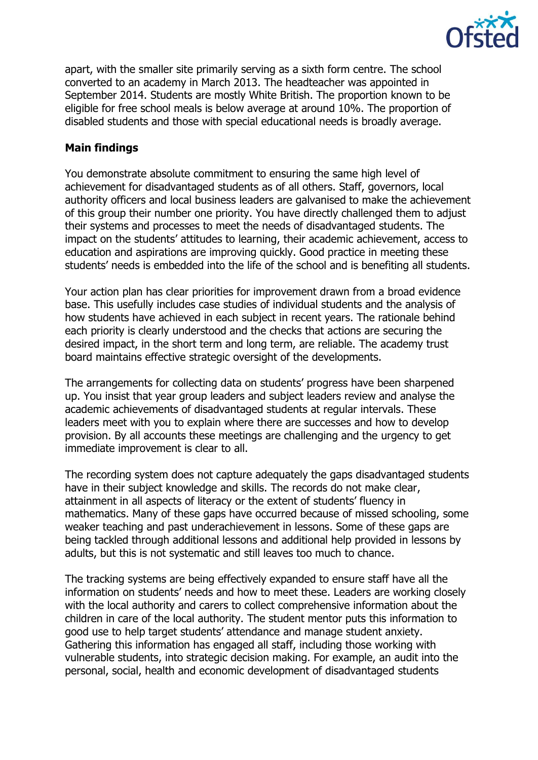apart, with the smaller site primarily serving as a sixth form centre. The school converted to an academy in March 2013. The headteacher was appointed in September 2014. Students are mostly White British. The proportion known to be eligible for free school meals is below average at around 10%. The proportion of disabled students and those with special educational needs is broadly average.

**Main findings**

You demonstrate absolute commitment to ensuring the same high level of achievement for disadvantaged students as of all others. Staff, governors, local authority officers and local business leaders are galvanised to make the achievement of this group their number one priority. You have directly challenged them to adjust their systems and processes to meet the needs of disadvantaged students. The impact on the students' attitudes to learning, their academic achievement, access to education and aspirations are improving quickly. Good practice in meeting these students' needs is embedded into the life of the school and is benefiting all students.

Your action plan has clear priorities for improvement drawn from a broad evidence base. This usefully includes case studies of individual students and the analysis of how students have achieved in each subject in recent years. The rationale behind each priority is clearly understood and the checks that actions are securing the desired impact, in the short term and long term, are reliable. The academy trust board maintains effective strategic oversight of the developments.

The arrangements for collecting data on students' progress have been sharpened up. You insist that year group leaders and subject leaders review and analyse the academic achievements of disadvantaged students at regular intervals. These leaders meet with you to explain where there are successes and how to develop provision. By all accounts these meetings are challenging and the urgency to get immediate improvement is clear to all.

The recording system does not capture adequately the gaps disadvantaged students have in their subject knowledge and skills. The records do not make clear, attainment in all aspects of literacy or the extent of students' fluency in mathematics. Many of these gaps have occurred because of missed schooling, some weaker teaching and past underachievement in lessons. Some of these gaps are being tackled through additional lessons and additional help provided in lessons by adults, but this is not systematic and still leaves too much to chance.

The tracking systems are being effectively expanded to ensure staff have all the information on students' needs and how to meet these. Leaders are working closely with the local authority and carers to collect comprehensive information about the children in care of the local authority. The student mentor puts this information to good use to help target students' attendance and manage student anxiety. Gathering this information has engaged all staff, including those working with vulnerable students, into strategic decision making. For example, an audit into the personal, social, health and economic development of disadvantaged students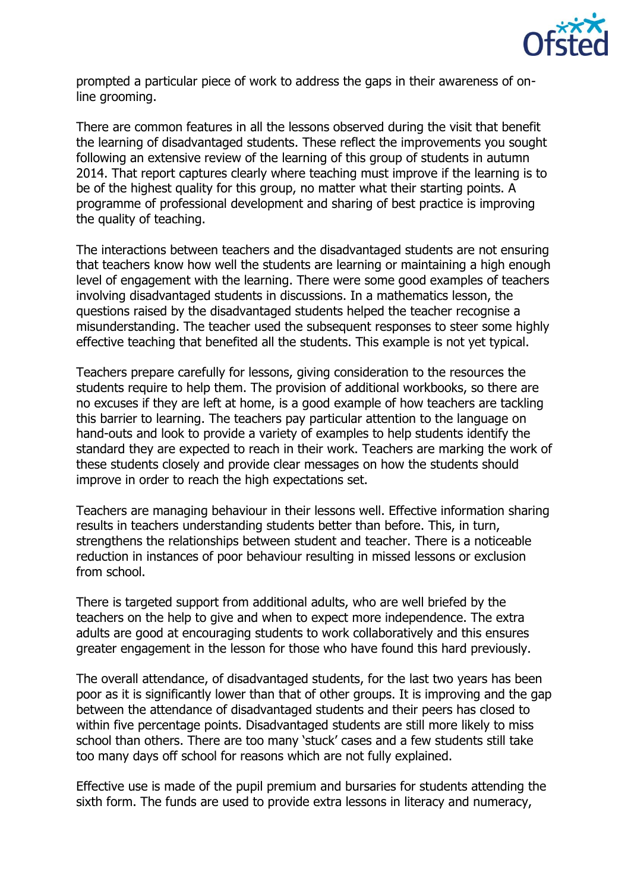prompted a particular piece of work to address the gaps in their awareness of on-line grooming.

There are common features in all the lessons observed during the visit that benefit the learning of disadvantaged students. These reflect the improvements you sought following an extensive review of the learning of this group of students in autumn 2014. That report captures clearly where teaching must improve if the learning is to be of the highest quality for this group, no matter what their starting points. A programme of professional development and sharing of best practice is improving the quality of teaching.

The interactions between teachers and the disadvantaged students are not ensuring that teachers know how well the students are learning or maintaining a high enough level of engagement with the learning. There were some good examples of teachers involving disadvantaged students in discussions. In a mathematics lesson, the questions raised by the disadvantaged students helped the teacher recognise a misunderstanding. The teacher used the subsequent responses to steer some highly effective teaching that benefited all the students. This example is not yet typical.

Teachers prepare carefully for lessons, giving consideration to the resources the students require to help them. The provision of additional workbooks, so there are no excuses if they are left at home, is a good example of how teachers are tackling this barrier to learning. The teachers pay particular attention to the language on hand-outs and look to provide a variety of examples to help students identify the standard they are expected to reach in their work. Teachers are marking the work of these students closely and provide clear messages on how the students should improve in order to reach the high expectations set.

Teachers are managing behaviour in their lessons well. Effective information sharing results in teachers understanding students better than before. This, in turn, strengthens the relationships between student and teacher. There is a noticeable reduction in instances of poor behaviour resulting in missed lessons or exclusion from school.

There is targeted support from additional adults, who are well briefed by the teachers on the help to give and when to expect more independence. The extra adults are good at encouraging students to work collaboratively and this ensures greater engagement in the lesson for those who have found this hard previously.

The overall attendance, of disadvantaged students, for the last two years has been poor as it is significantly lower than that of other groups. It is improving and the gap between the attendance of disadvantaged students and their peers has closed to within five percentage points. Disadvantaged students are still more likely to miss school than others. There are too many 'stuck' cases and a few students still take too many days off school for reasons which are not fully explained.

Effective use is made of the pupil premium and bursaries for students attending the sixth form. The funds are used to provide extra lessons in literacy and numeracy,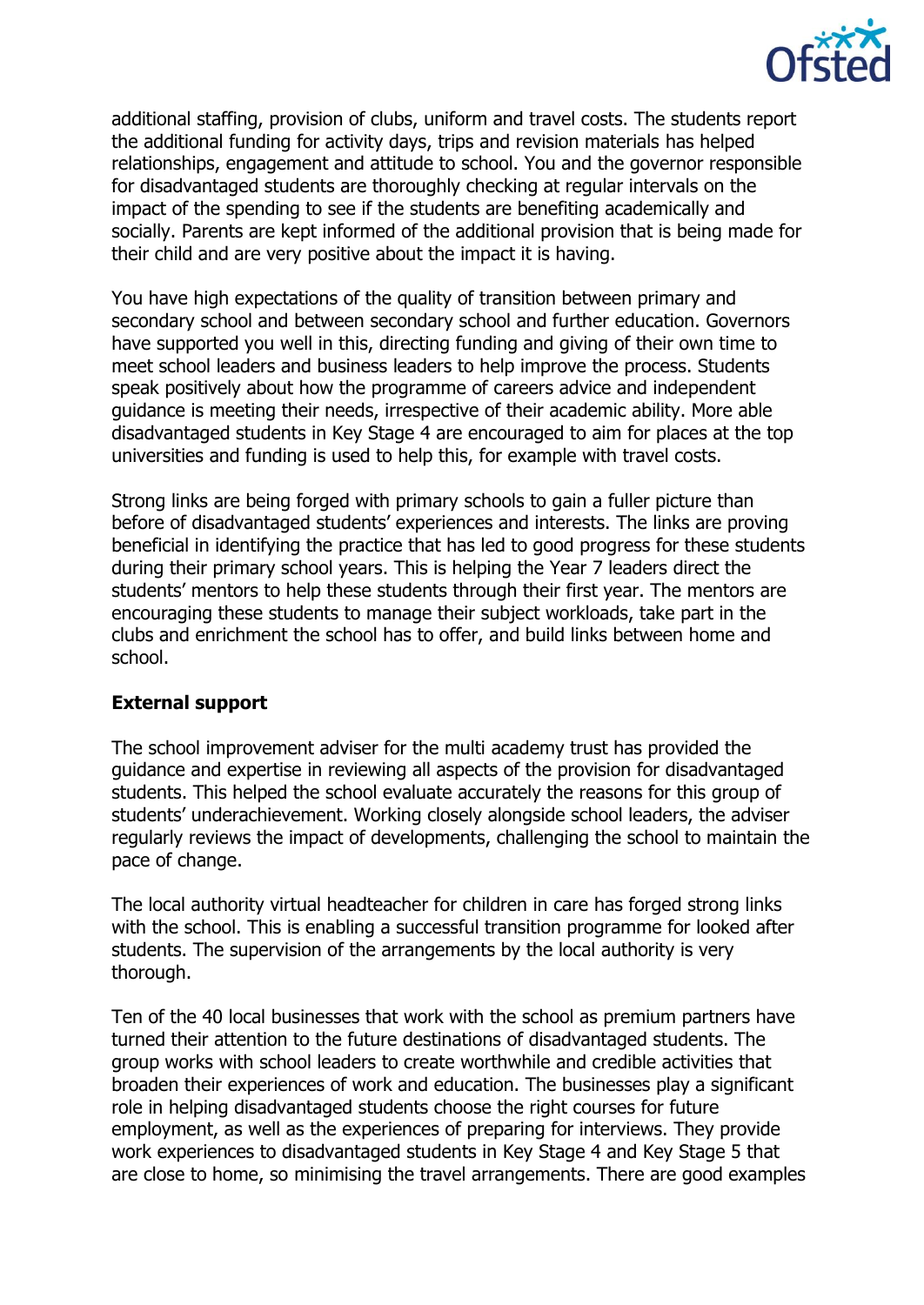additional staffing, provision of clubs, uniform and travel costs. The students report the additional funding for activity days, trips and revision materials has helped relationships, engagement and attitude to school. You and the governor responsible for disadvantaged students are thoroughly checking at regular intervals on the impact of the spending to see if the students are benefiting academically and socially. Parents are kept informed of the additional provision that is being made for their child and are very positive about the impact it is having.

You have high expectations of the quality of transition between primary and secondary school and between secondary school and further education. Governors have supported you well in this, directing funding and giving of their own time to meet school leaders and business leaders to help improve the process. Students speak positively about how the programme of careers advice and independent guidance is meeting their needs, irrespective of their academic ability. More able disadvantaged students in Key Stage 4 are encouraged to aim for places at the top universities and funding is used to help this, for example with travel costs.

Strong links are being forged with primary schools to gain a fuller picture than before of disadvantaged students' experiences and interests. The links are proving beneficial in identifying the practice that has led to good progress for these students during their primary school years. This is helping the Year 7 leaders direct the students' mentors to help these students through their first year. The mentors are encouraging these students to manage their subject workloads, take part in the clubs and enrichment the school has to offer, and build links between home and school.

**External support**

The school improvement adviser for the multi academy trust has provided the guidance and expertise in reviewing all aspects of the provision for disadvantaged students. This helped the school evaluate accurately the reasons for this group of students' underachievement. Working closely alongside school leaders, the adviser regularly reviews the impact of developments, challenging the school to maintain the pace of change.

The local authority virtual headteacher for children in care has forged strong links with the school. This is enabling a successful transition programme for looked after students. The supervision of the arrangements by the local authority is very thorough.

Ten of the 40 local businesses that work with the school as premium partners have turned their attention to the future destinations of disadvantaged students. The group works with school leaders to create worthwhile and credible activities that broaden their experiences of work and education. The businesses play a significant role in helping disadvantaged students choose the right courses for future employment, as well as the experiences of preparing for interviews. They provide work experiences to disadvantaged students in Key Stage 4 and Key Stage 5 that are close to home, so minimising the travel arrangements. There are good examples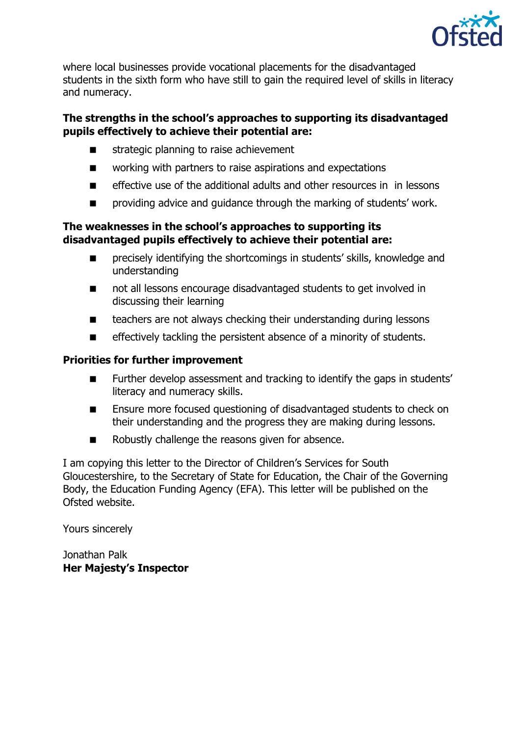where local businesses provide vocational placements for the disadvantaged students in the sixth form who have still to gain the required level of skills in literacy and numeracy.

**The strengths in the school's approaches to supporting its disadvantaged pupils effectively to achieve their potential are:**

- strategic planning to raise achievement
- working with partners to raise aspirations and expectations
- effective use of the additional adults and other resources in  in lessons
- providing advice and guidance through the marking of students' work.

**The weaknesses in the school's approaches to supporting its disadvantaged pupils effectively to achieve their potential are:**

- precisely identifying the shortcomings in students' skills, knowledge and understanding
- not all lessons encourage disadvantaged students to get involved in discussing their learning
- teachers are not always checking their understanding during lessons
- effectively tackling the persistent absence of a minority of students.

**Priorities for further improvement**

- Further develop assessment and tracking to identify the gaps in students' literacy and numeracy skills.
- Ensure more focused questioning of disadvantaged students to check on their understanding and the progress they are making during lessons.
- Robustly challenge the reasons given for absence.

I am copying this letter to the Director of Children's Services for South Gloucestershire, to the Secretary of State for Education, the Chair of the Governing Body, the Education Funding Agency (EFA). This letter will be published on the Ofsted website.

Yours sincerely

Jonathan Palk
**Her Majesty's Inspector**